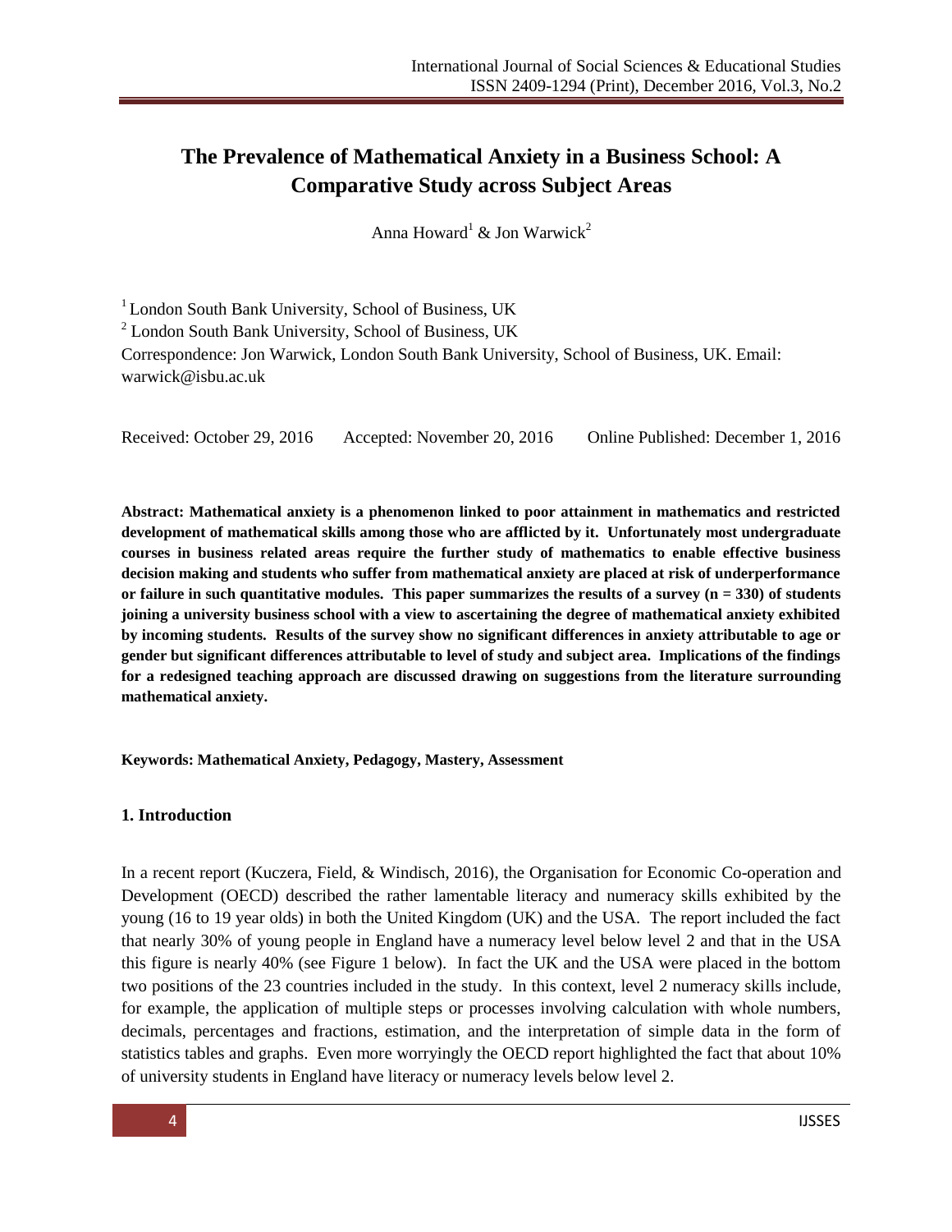# The Prevalence of Mathematical Anxiety in a Business School: A Comparative Study across Subject Areas

Anna Howard[1] & Jon Warwick[2]

[1] London South Bank University, School of Business, UK

[2] London South Bank University, School of Business, UK

Correspondence: Jon Warwick, London South Bank University, School of Business, UK. Email: warwick@isbu.ac.uk

Received: October 29, 2016 Accepted: November 20, 2016 Online Published: December 1, 2016

**Abstract: Mathematical anxiety is a phenomenon linked to poor attainment in mathematics and restricted development of mathematical skills among those who are afflicted by it. Unfortunately most undergraduate courses in business related areas require the further study of mathematics to enable effective business decision making and students who suffer from mathematical anxiety are placed at risk of underperformance or failure in such quantitative modules. This paper summarizes the results of a survey (n = 330) of students joining a university business school with a view to ascertaining the degree of mathematical anxiety exhibited by incoming students. Results of the survey show no significant differences in anxiety attributable to age or gender but significant differences attributable to level of study and subject area. Implications of the findings for a redesigned teaching approach are discussed drawing on suggestions from the literature surrounding mathematical anxiety.**

**Keywords: Mathematical Anxiety, Pedagogy, Mastery, Assessment**

## 1. Introduction

In a recent report (Kuczera, Field, & Windisch, 2016), the Organisation for Economic Co-operation and Development (OECD) described the rather lamentable literacy and numeracy skills exhibited by the young (16 to 19 year olds) in both the United Kingdom (UK) and the USA. The report included the fact that nearly 30% of young people in England have a numeracy level below level 2 and that in the USA this figure is nearly 40% (see Figure 1 below). In fact the UK and the USA were placed in the bottom two positions of the 23 countries included in the study. In this context, level 2 numeracy skills include, for example, the application of multiple steps or processes involving calculation with whole numbers, decimals, percentages and fractions, estimation, and the interpretation of simple data in the form of statistics tables and graphs. Even more worryingly the OECD report highlighted the fact that about 10% of university students in England have literacy or numeracy levels below level 2.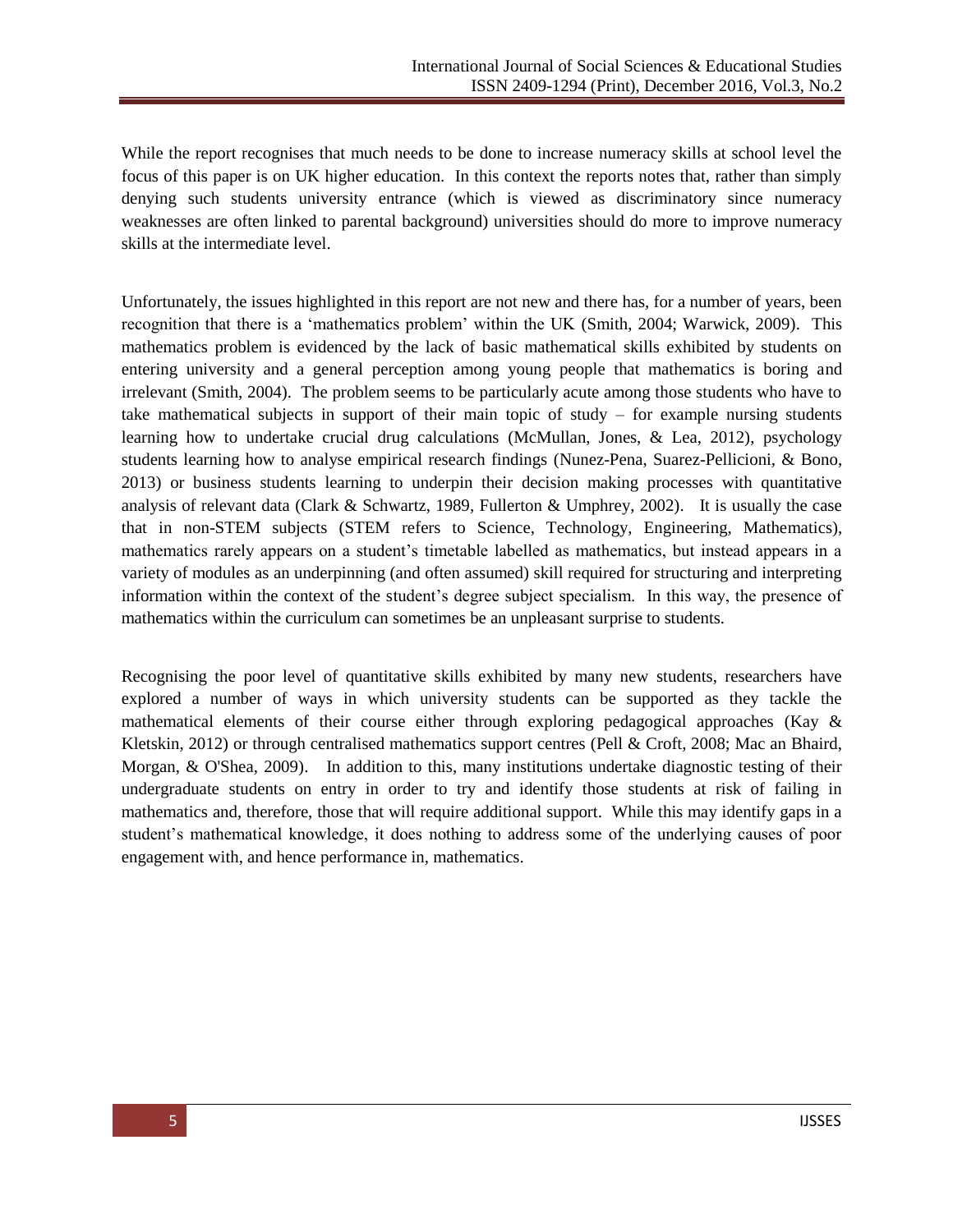While the report recognises that much needs to be done to increase numeracy skills at school level the focus of this paper is on UK higher education. In this context the reports notes that, rather than simply denying such students university entrance (which is viewed as discriminatory since numeracy weaknesses are often linked to parental background) universities should do more to improve numeracy skills at the intermediate level.

Unfortunately, the issues highlighted in this report are not new and there has, for a number of years, been recognition that there is a 'mathematics problem' within the UK (Smith, 2004; Warwick, 2009). This mathematics problem is evidenced by the lack of basic mathematical skills exhibited by students on entering university and a general perception among young people that mathematics is boring and irrelevant (Smith, 2004). The problem seems to be particularly acute among those students who have to take mathematical subjects in support of their main topic of study – for example nursing students learning how to undertake crucial drug calculations (McMullan, Jones, & Lea, 2012), psychology students learning how to analyse empirical research findings (Nunez-Pena, Suarez-Pellicioni, & Bono, 2013) or business students learning to underpin their decision making processes with quantitative analysis of relevant data (Clark & Schwartz, 1989, Fullerton & Umphrey, 2002). It is usually the case that in non-STEM subjects (STEM refers to Science, Technology, Engineering, Mathematics), mathematics rarely appears on a student's timetable labelled as mathematics, but instead appears in a variety of modules as an underpinning (and often assumed) skill required for structuring and interpreting information within the context of the student's degree subject specialism. In this way, the presence of mathematics within the curriculum can sometimes be an unpleasant surprise to students.

Recognising the poor level of quantitative skills exhibited by many new students, researchers have explored a number of ways in which university students can be supported as they tackle the mathematical elements of their course either through exploring pedagogical approaches (Kay & Kletskin, 2012) or through centralised mathematics support centres (Pell & Croft, 2008; Mac an Bhaird, Morgan, & O'Shea, 2009). In addition to this, many institutions undertake diagnostic testing of their undergraduate students on entry in order to try and identify those students at risk of failing in mathematics and, therefore, those that will require additional support. While this may identify gaps in a student's mathematical knowledge, it does nothing to address some of the underlying causes of poor engagement with, and hence performance in, mathematics.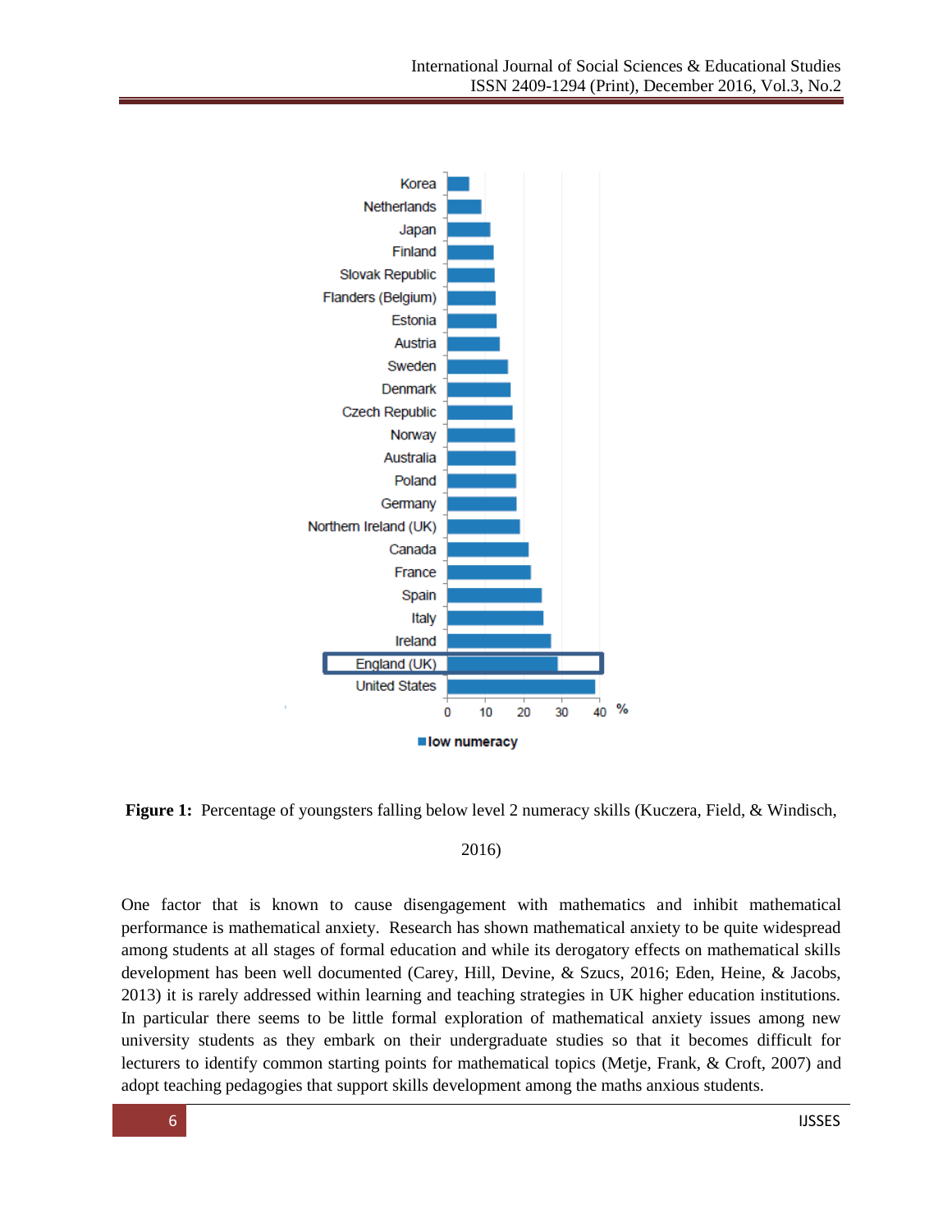**Figure 1:** Percentage of youngsters falling below level 2 numeracy skills (Kuczera, Field, & Windisch, 2016)

One factor that is known to cause disengagement with mathematics and inhibit mathematical performance is mathematical anxiety. Research has shown mathematical anxiety to be quite widespread among students at all stages of formal education and while its derogatory effects on mathematical skills development has been well documented (Carey, Hill, Devine, & Szucs, 2016; Eden, Heine, & Jacobs, 2013) it is rarely addressed within learning and teaching strategies in UK higher education institutions. In particular there seems to be little formal exploration of mathematical anxiety issues among new university students as they embark on their undergraduate studies so that it becomes difficult for lecturers to identify common starting points for mathematical topics (Metje, Frank, & Croft, 2007) and adopt teaching pedagogies that support skills development among the maths anxious students.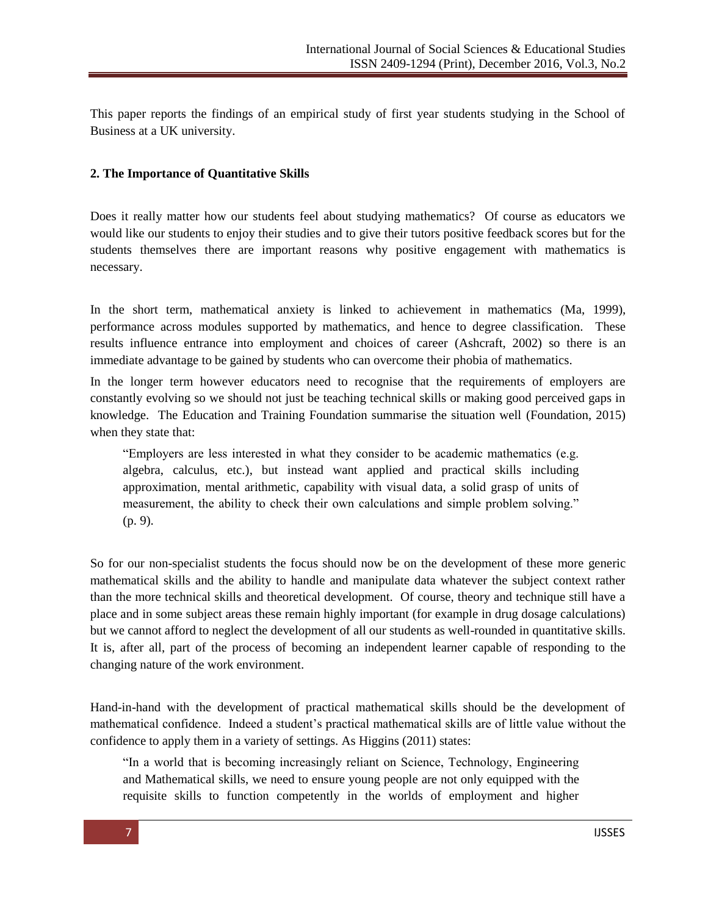This paper reports the findings of an empirical study of first year students studying in the School of Business at a UK university.

## 2. The Importance of Quantitative Skills

Does it really matter how our students feel about studying mathematics? Of course as educators we would like our students to enjoy their studies and to give their tutors positive feedback scores but for the students themselves there are important reasons why positive engagement with mathematics is necessary.

In the short term, mathematical anxiety is linked to achievement in mathematics (Ma, 1999), performance across modules supported by mathematics, and hence to degree classification. These results influence entrance into employment and choices of career (Ashcraft, 2002) so there is an immediate advantage to be gained by students who can overcome their phobia of mathematics.

In the longer term however educators need to recognise that the requirements of employers are constantly evolving so we should not just be teaching technical skills or making good perceived gaps in knowledge. The Education and Training Foundation summarise the situation well (Foundation, 2015) when they state that:

> "Employers are less interested in what they consider to be academic mathematics (e.g. algebra, calculus, etc.), but instead want applied and practical skills including approximation, mental arithmetic, capability with visual data, a solid grasp of units of measurement, the ability to check their own calculations and simple problem solving." (p. 9).

So for our non-specialist students the focus should now be on the development of these more generic mathematical skills and the ability to handle and manipulate data whatever the subject context rather than the more technical skills and theoretical development. Of course, theory and technique still have a place and in some subject areas these remain highly important (for example in drug dosage calculations) but we cannot afford to neglect the development of all our students as well-rounded in quantitative skills. It is, after all, part of the process of becoming an independent learner capable of responding to the changing nature of the work environment.

Hand-in-hand with the development of practical mathematical skills should be the development of mathematical confidence. Indeed a student's practical mathematical skills are of little value without the confidence to apply them in a variety of settings. As Higgins (2011) states:

> "In a world that is becoming increasingly reliant on Science, Technology, Engineering and Mathematical skills, we need to ensure young people are not only equipped with the requisite skills to function competently in the worlds of employment and higher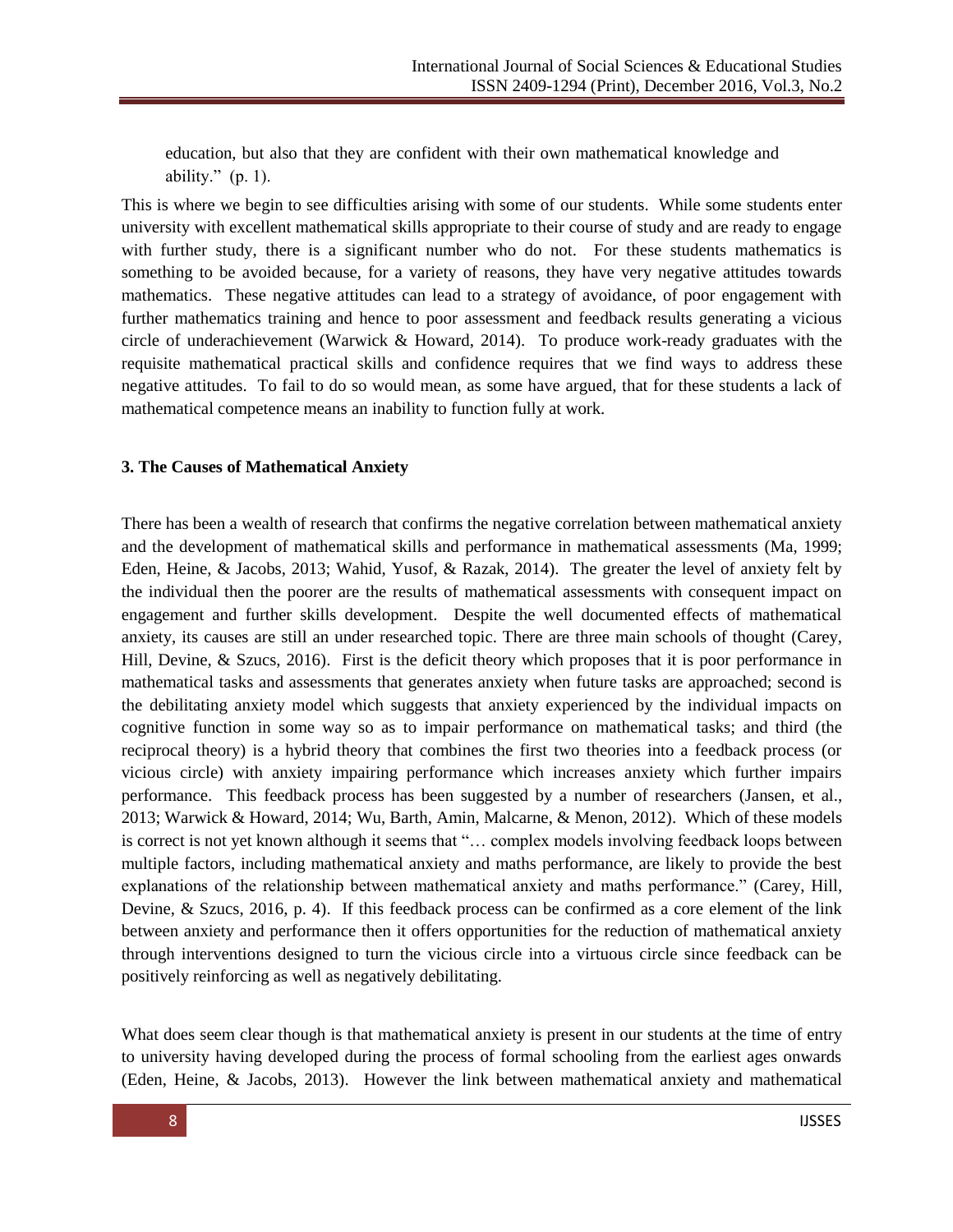> education, but also that they are confident with their own mathematical knowledge and ability." (p. 1).

This is where we begin to see difficulties arising with some of our students. While some students enter university with excellent mathematical skills appropriate to their course of study and are ready to engage with further study, there is a significant number who do not. For these students mathematics is something to be avoided because, for a variety of reasons, they have very negative attitudes towards mathematics. These negative attitudes can lead to a strategy of avoidance, of poor engagement with further mathematics training and hence to poor assessment and feedback results generating a vicious circle of underachievement (Warwick & Howard, 2014). To produce work-ready graduates with the requisite mathematical practical skills and confidence requires that we find ways to address these negative attitudes. To fail to do so would mean, as some have argued, that for these students a lack of mathematical competence means an inability to function fully at work.

### 3. The Causes of Mathematical Anxiety

There has been a wealth of research that confirms the negative correlation between mathematical anxiety and the development of mathematical skills and performance in mathematical assessments (Ma, 1999; Eden, Heine, & Jacobs, 2013; Wahid, Yusof, & Razak, 2014). The greater the level of anxiety felt by the individual then the poorer are the results of mathematical assessments with consequent impact on engagement and further skills development. Despite the well documented effects of mathematical anxiety, its causes are still an under researched topic. There are three main schools of thought (Carey, Hill, Devine, & Szucs, 2016). First is the deficit theory which proposes that it is poor performance in mathematical tasks and assessments that generates anxiety when future tasks are approached; second is the debilitating anxiety model which suggests that anxiety experienced by the individual impacts on cognitive function in some way so as to impair performance on mathematical tasks; and third (the reciprocal theory) is a hybrid theory that combines the first two theories into a feedback process (or vicious circle) with anxiety impairing performance which increases anxiety which further impairs performance. This feedback process has been suggested by a number of researchers (Jansen, et al., 2013; Warwick & Howard, 2014; Wu, Barth, Amin, Malcarne, & Menon, 2012). Which of these models is correct is not yet known although it seems that "… complex models involving feedback loops between multiple factors, including mathematical anxiety and maths performance, are likely to provide the best explanations of the relationship between mathematical anxiety and maths performance." (Carey, Hill, Devine, & Szucs, 2016, p. 4). If this feedback process can be confirmed as a core element of the link between anxiety and performance then it offers opportunities for the reduction of mathematical anxiety through interventions designed to turn the vicious circle into a virtuous circle since feedback can be positively reinforcing as well as negatively debilitating.

What does seem clear though is that mathematical anxiety is present in our students at the time of entry to university having developed during the process of formal schooling from the earliest ages onwards (Eden, Heine, & Jacobs, 2013). However the link between mathematical anxiety and mathematical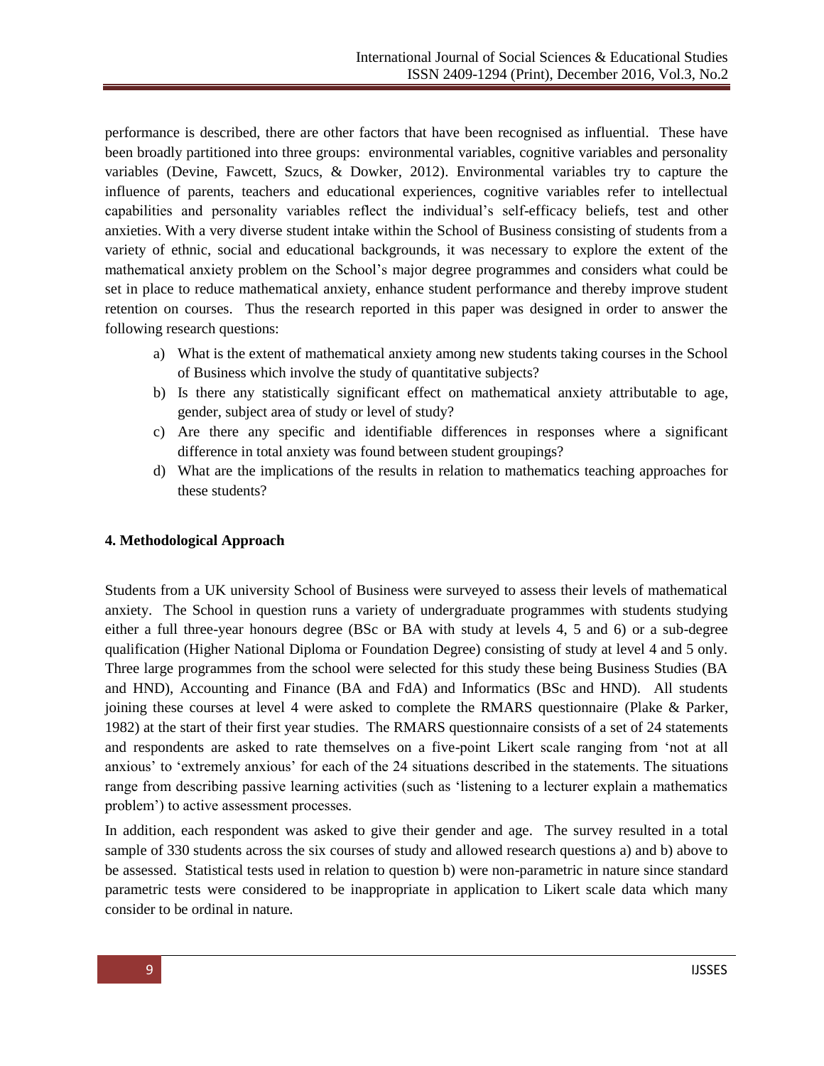performance is described, there are other factors that have been recognised as influential. These have been broadly partitioned into three groups: environmental variables, cognitive variables and personality variables (Devine, Fawcett, Szucs, & Dowker, 2012). Environmental variables try to capture the influence of parents, teachers and educational experiences, cognitive variables refer to intellectual capabilities and personality variables reflect the individual's self-efficacy beliefs, test and other anxieties. With a very diverse student intake within the School of Business consisting of students from a variety of ethnic, social and educational backgrounds, it was necessary to explore the extent of the mathematical anxiety problem on the School's major degree programmes and considers what could be set in place to reduce mathematical anxiety, enhance student performance and thereby improve student retention on courses. Thus the research reported in this paper was designed in order to answer the following research questions:

a) What is the extent of mathematical anxiety among new students taking courses in the School of Business which involve the study of quantitative subjects?
b) Is there any statistically significant effect on mathematical anxiety attributable to age, gender, subject area of study or level of study?
c) Are there any specific and identifiable differences in responses where a significant difference in total anxiety was found between student groupings?
d) What are the implications of the results in relation to mathematics teaching approaches for these students?

## 4. Methodological Approach

Students from a UK university School of Business were surveyed to assess their levels of mathematical anxiety. The School in question runs a variety of undergraduate programmes with students studying either a full three-year honours degree (BSc or BA with study at levels 4, 5 and 6) or a sub-degree qualification (Higher National Diploma or Foundation Degree) consisting of study at level 4 and 5 only. Three large programmes from the school were selected for this study these being Business Studies (BA and HND), Accounting and Finance (BA and FdA) and Informatics (BSc and HND). All students joining these courses at level 4 were asked to complete the RMARS questionnaire (Plake & Parker, 1982) at the start of their first year studies. The RMARS questionnaire consists of a set of 24 statements and respondents are asked to rate themselves on a five-point Likert scale ranging from 'not at all anxious' to 'extremely anxious' for each of the 24 situations described in the statements. The situations range from describing passive learning activities (such as 'listening to a lecturer explain a mathematics problem') to active assessment processes.

In addition, each respondent was asked to give their gender and age. The survey resulted in a total sample of 330 students across the six courses of study and allowed research questions a) and b) above to be assessed. Statistical tests used in relation to question b) were non-parametric in nature since standard parametric tests were considered to be inappropriate in application to Likert scale data which many consider to be ordinal in nature.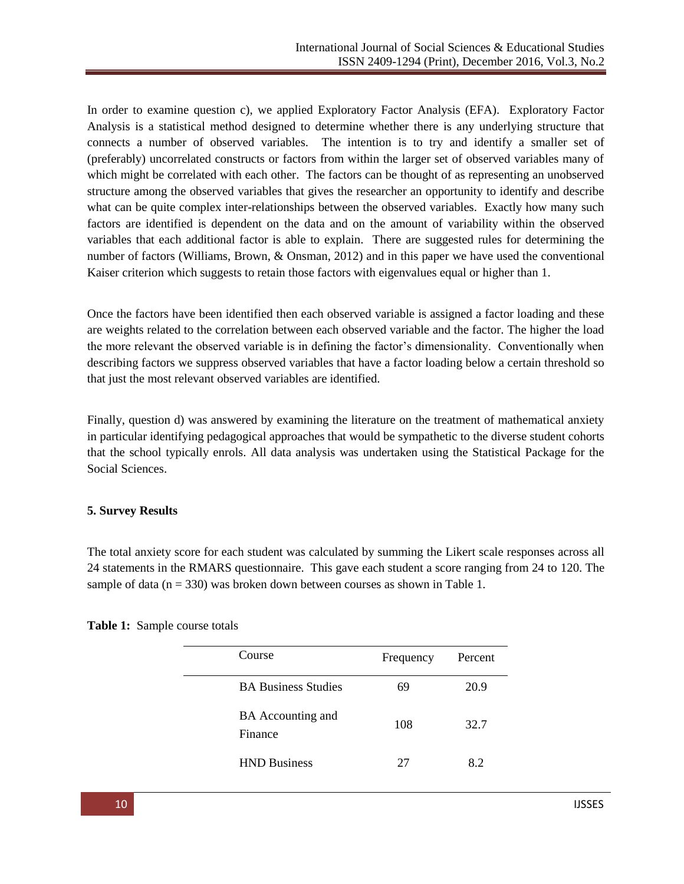In order to examine question c), we applied Exploratory Factor Analysis (EFA). Exploratory Factor Analysis is a statistical method designed to determine whether there is any underlying structure that connects a number of observed variables. The intention is to try and identify a smaller set of (preferably) uncorrelated constructs or factors from within the larger set of observed variables many of which might be correlated with each other. The factors can be thought of as representing an unobserved structure among the observed variables that gives the researcher an opportunity to identify and describe what can be quite complex inter-relationships between the observed variables. Exactly how many such factors are identified is dependent on the data and on the amount of variability within the observed variables that each additional factor is able to explain. There are suggested rules for determining the number of factors (Williams, Brown, & Onsman, 2012) and in this paper we have used the conventional Kaiser criterion which suggests to retain those factors with eigenvalues equal or higher than 1.

Once the factors have been identified then each observed variable is assigned a factor loading and these are weights related to the correlation between each observed variable and the factor. The higher the load the more relevant the observed variable is in defining the factor's dimensionality. Conventionally when describing factors we suppress observed variables that have a factor loading below a certain threshold so that just the most relevant observed variables are identified.

Finally, question d) was answered by examining the literature on the treatment of mathematical anxiety in particular identifying pedagogical approaches that would be sympathetic to the diverse student cohorts that the school typically enrols. All data analysis was undertaken using the Statistical Package for the Social Sciences.

**5. Survey Results**

The total anxiety score for each student was calculated by summing the Likert scale responses across all 24 statements in the RMARS questionnaire. This gave each student a score ranging from 24 to 120. The sample of data ($n = 330$) was broken down between courses as shown in Table 1.

**Table 1:** Sample course totals

| Course | Frequency | Percent |
|---|---|---|
| BA Business Studies | 69 | 20.9 |
| BA Accounting and Finance | 108 | 32.7 |
| HND Business | 27 | 8.2 |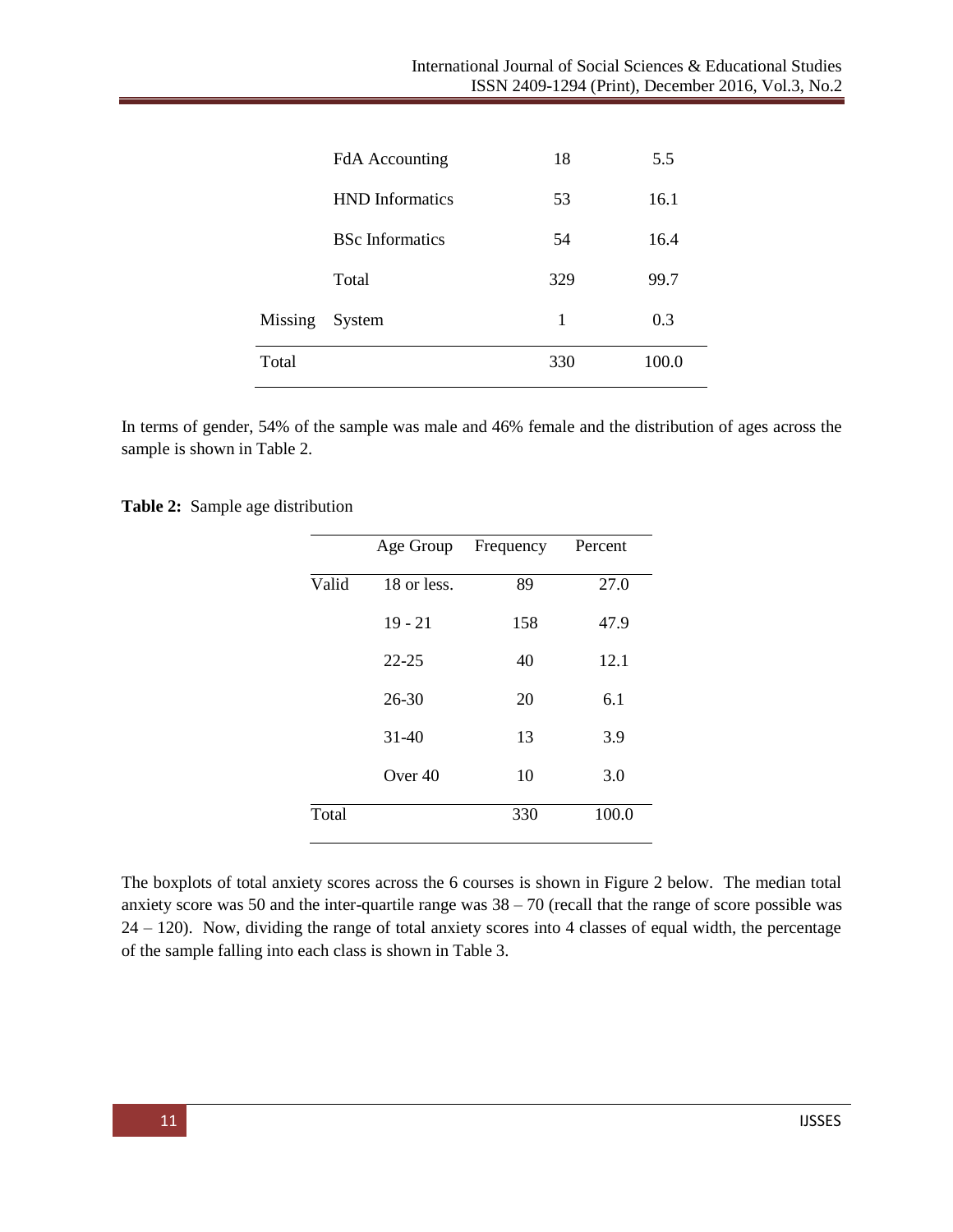| | | | |
|---|---|---|---|
| | FdA Accounting | 18 | 5.5 |
| | HND Informatics | 53 | 16.1 |
| | BSc Informatics | 54 | 16.4 |
| | Total | 329 | 99.7 |
| Missing | System | 1 | 0.3 |
| Total | | 330 | 100.0 |

In terms of gender, 54% of the sample was male and 46% female and the distribution of ages across the sample is shown in Table 2.

**Table 2:** Sample age distribution

| | Age Group | Frequency | Percent |
|---|---|---|---|
| Valid | 18 or less. | 89 | 27.0 |
| | 19 - 21 | 158 | 47.9 |
| | 22-25 | 40 | 12.1 |
| | 26-30 | 20 | 6.1 |
| | 31-40 | 13 | 3.9 |
| | Over 40 | 10 | 3.0 |
| Total | | 330 | 100.0 |

The boxplots of total anxiety scores across the 6 courses is shown in Figure 2 below. The median total anxiety score was 50 and the inter-quartile range was 38 – 70 (recall that the range of score possible was 24 – 120). Now, dividing the range of total anxiety scores into 4 classes of equal width, the percentage of the sample falling into each class is shown in Table 3.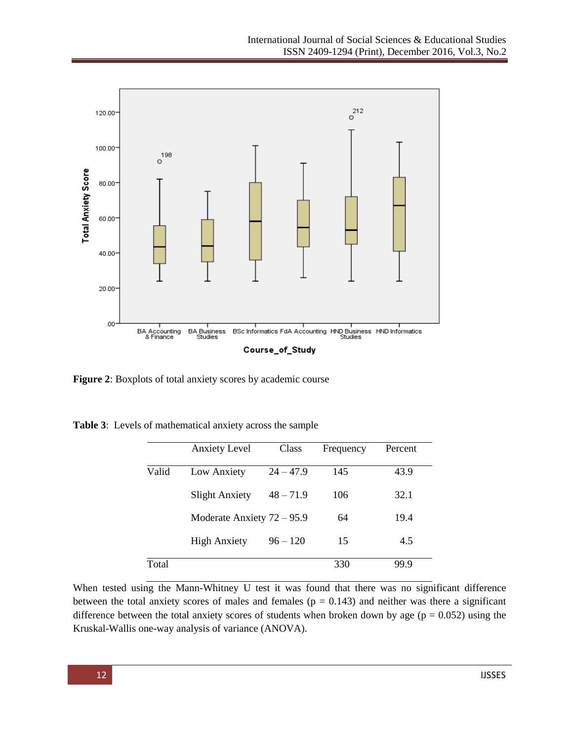**Figure 2**: Boxplots of total anxiety scores by academic course

**Table 3**: Levels of mathematical anxiety across the sample

| | Anxiety Level | Class | Frequency | Percent |
|---|---|---|---|---|
| Valid | Low Anxiety | 24 – 47.9 | 145 | 43.9 |
| | Slight Anxiety | 48 – 71.9 | 106 | 32.1 |
| | Moderate Anxiety | 72 – 95.9 | 64 | 19.4 |
| | High Anxiety | 96 – 120 | 15 | 4.5 |
| Total | | | 330 | 99.9 |

When tested using the Mann-Whitney U test it was found that there was no significant difference between the total anxiety scores of males and females ($p = 0.143$) and neither was there a significant difference between the total anxiety scores of students when broken down by age ($p = 0.052$) using the Kruskal-Wallis one-way analysis of variance (ANOVA).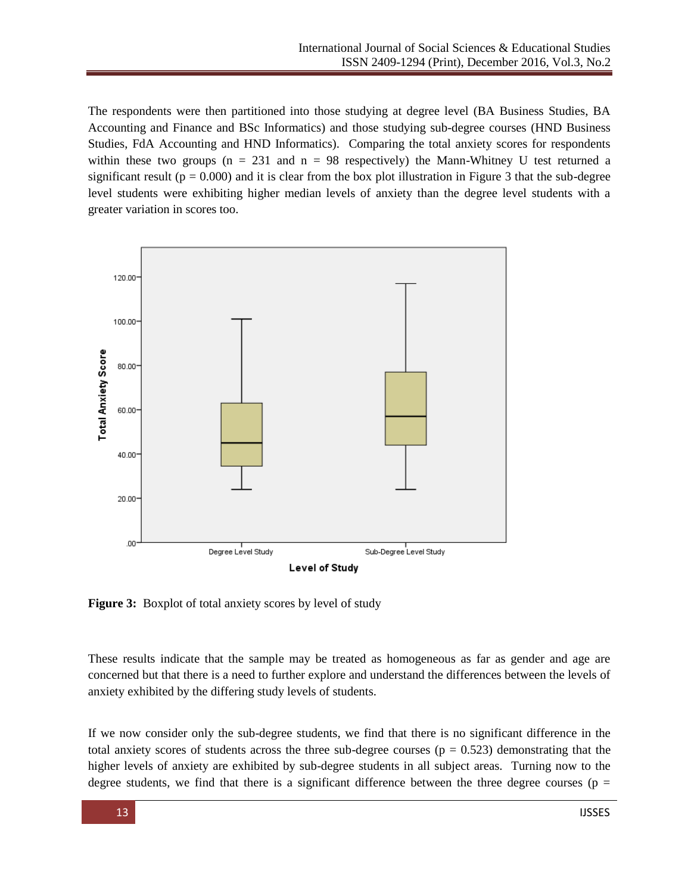The respondents were then partitioned into those studying at degree level (BA Business Studies, BA Accounting and Finance and BSc Informatics) and those studying sub-degree courses (HND Business Studies, FdA Accounting and HND Informatics). Comparing the total anxiety scores for respondents within these two groups ($n = 231$ and $n = 98$ respectively) the Mann-Whitney U test returned a significant result ($p = 0.000$) and it is clear from the box plot illustration in Figure 3 that the sub-degree level students were exhibiting higher median levels of anxiety than the degree level students with a greater variation in scores too.

**Figure 3:** Boxplot of total anxiety scores by level of study

These results indicate that the sample may be treated as homogeneous as far as gender and age are concerned but that there is a need to further explore and understand the differences between the levels of anxiety exhibited by the differing study levels of students.

If we now consider only the sub-degree students, we find that there is no significant difference in the total anxiety scores of students across the three sub-degree courses ($p = 0.523$) demonstrating that the higher levels of anxiety are exhibited by sub-degree students in all subject areas. Turning now to the degree students, we find that there is a significant difference between the three degree courses (p =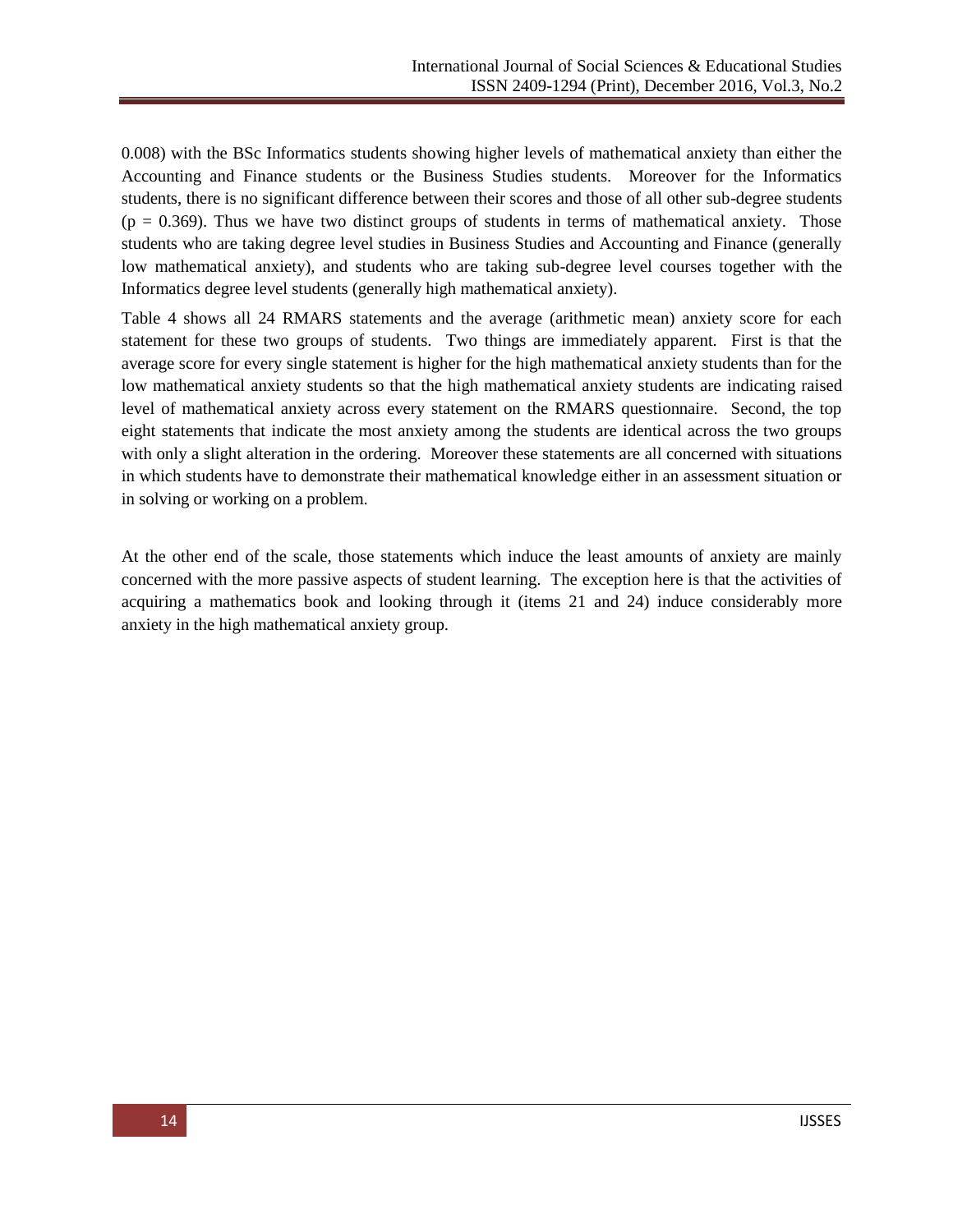0.008) with the BSc Informatics students showing higher levels of mathematical anxiety than either the Accounting and Finance students or the Business Studies students. Moreover for the Informatics students, there is no significant difference between their scores and those of all other sub-degree students ($p = 0.369$). Thus we have two distinct groups of students in terms of mathematical anxiety. Those students who are taking degree level studies in Business Studies and Accounting and Finance (generally low mathematical anxiety), and students who are taking sub-degree level courses together with the Informatics degree level students (generally high mathematical anxiety).

Table 4 shows all 24 RMARS statements and the average (arithmetic mean) anxiety score for each statement for these two groups of students. Two things are immediately apparent. First is that the average score for every single statement is higher for the high mathematical anxiety students than for the low mathematical anxiety students so that the high mathematical anxiety students are indicating raised level of mathematical anxiety across every statement on the RMARS questionnaire. Second, the top eight statements that indicate the most anxiety among the students are identical across the two groups with only a slight alteration in the ordering. Moreover these statements are all concerned with situations in which students have to demonstrate their mathematical knowledge either in an assessment situation or in solving or working on a problem.

At the other end of the scale, those statements which induce the least amounts of anxiety are mainly concerned with the more passive aspects of student learning. The exception here is that the activities of acquiring a mathematics book and looking through it (items 21 and 24) induce considerably more anxiety in the high mathematical anxiety group.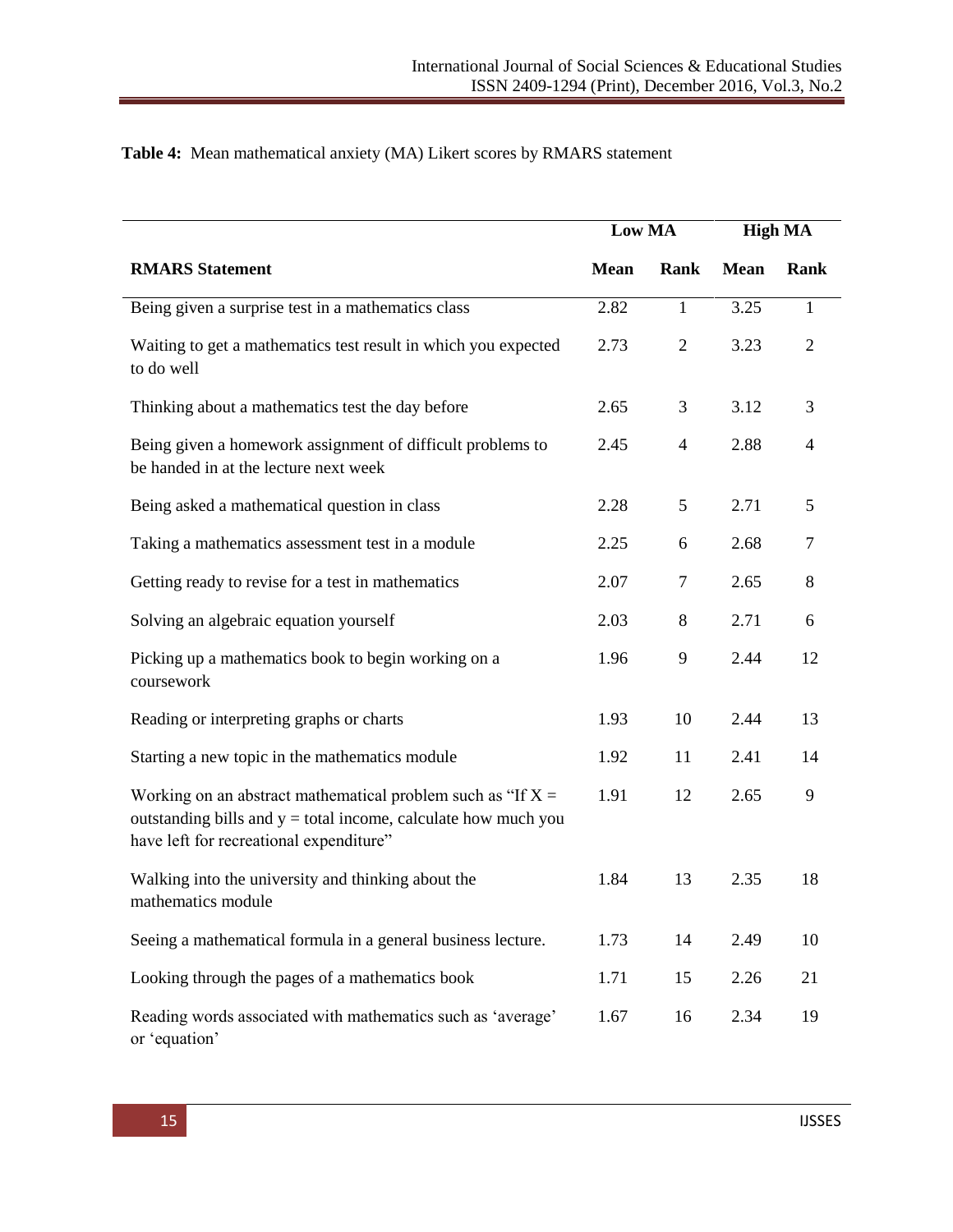**Table 4:** Mean mathematical anxiety (MA) Likert scores by RMARS statement

| | Low MA | | High MA | |
|---|---|---|---|---|
| **RMARS Statement** | **Mean** | **Rank** | **Mean** | **Rank** |
| Being given a surprise test in a mathematics class | 2.82 | 1 | 3.25 | 1 |
| Waiting to get a mathematics test result in which you expected to do well | 2.73 | 2 | 3.23 | 2 |
| Thinking about a mathematics test the day before | 2.65 | 3 | 3.12 | 3 |
| Being given a homework assignment of difficult problems to be handed in at the lecture next week | 2.45 | 4 | 2.88 | 4 |
| Being asked a mathematical question in class | 2.28 | 5 | 2.71 | 5 |
| Taking a mathematics assessment test in a module | 2.25 | 6 | 2.68 | 7 |
| Getting ready to revise for a test in mathematics | 2.07 | 7 | 2.65 | 8 |
| Solving an algebraic equation yourself | 2.03 | 8 | 2.71 | 6 |
| Picking up a mathematics book to begin working on a coursework | 1.96 | 9 | 2.44 | 12 |
| Reading or interpreting graphs or charts | 1.93 | 10 | 2.44 | 13 |
| Starting a new topic in the mathematics module | 1.92 | 11 | 2.41 | 14 |
| Working on an abstract mathematical problem such as "If $X$ = outstanding bills and $y$ = total income, calculate how much you have left for recreational expenditure" | 1.91 | 12 | 2.65 | 9 |
| Walking into the university and thinking about the mathematics module | 1.84 | 13 | 2.35 | 18 |
| Seeing a mathematical formula in a general business lecture. | 1.73 | 14 | 2.49 | 10 |
| Looking through the pages of a mathematics book | 1.71 | 15 | 2.26 | 21 |
| Reading words associated with mathematics such as 'average' or 'equation' | 1.67 | 16 | 2.34 | 19 |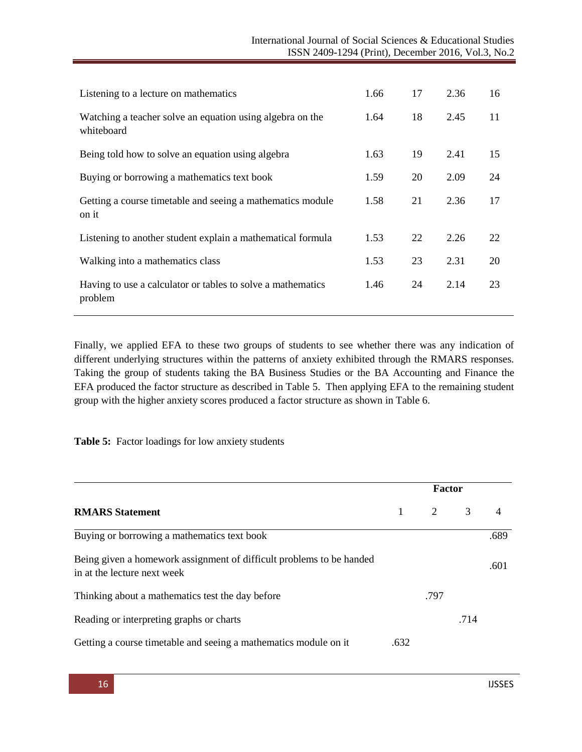| | | | | |
|---|---|---|---|---|
| Listening to a lecture on mathematics | 1.66 | 17 | 2.36 | 16 |
| Watching a teacher solve an equation using algebra on the whiteboard | 1.64 | 18 | 2.45 | 11 |
| Being told how to solve an equation using algebra | 1.63 | 19 | 2.41 | 15 |
| Buying or borrowing a mathematics text book | 1.59 | 20 | 2.09 | 24 |
| Getting a course timetable and seeing a mathematics module on it | 1.58 | 21 | 2.36 | 17 |
| Listening to another student explain a mathematical formula | 1.53 | 22 | 2.26 | 22 |
| Walking into a mathematics class | 1.53 | 23 | 2.31 | 20 |
| Having to use a calculator or tables to solve a mathematics problem | 1.46 | 24 | 2.14 | 23 |

Finally, we applied EFA to these two groups of students to see whether there was any indication of different underlying structures within the patterns of anxiety exhibited through the RMARS responses. Taking the group of students taking the BA Business Studies or the BA Accounting and Finance the EFA produced the factor structure as described in Table 5. Then applying EFA to the remaining student group with the higher anxiety scores produced a factor structure as shown in Table 6.

**Table 5:** Factor loadings for low anxiety students

| | **Factor** | | | |
|---|---|---|---|---|
| **RMARS Statement** | 1 | 2 | 3 | 4 |
| Buying or borrowing a mathematics text book | | | | .689 |
| Being given a homework assignment of difficult problems to be handed in at the lecture next week | | | | .601 |
| Thinking about a mathematics test the day before | | .797 | | |
| Reading or interpreting graphs or charts | | | .714 | |
| Getting a course timetable and seeing a mathematics module on it | .632 | | | |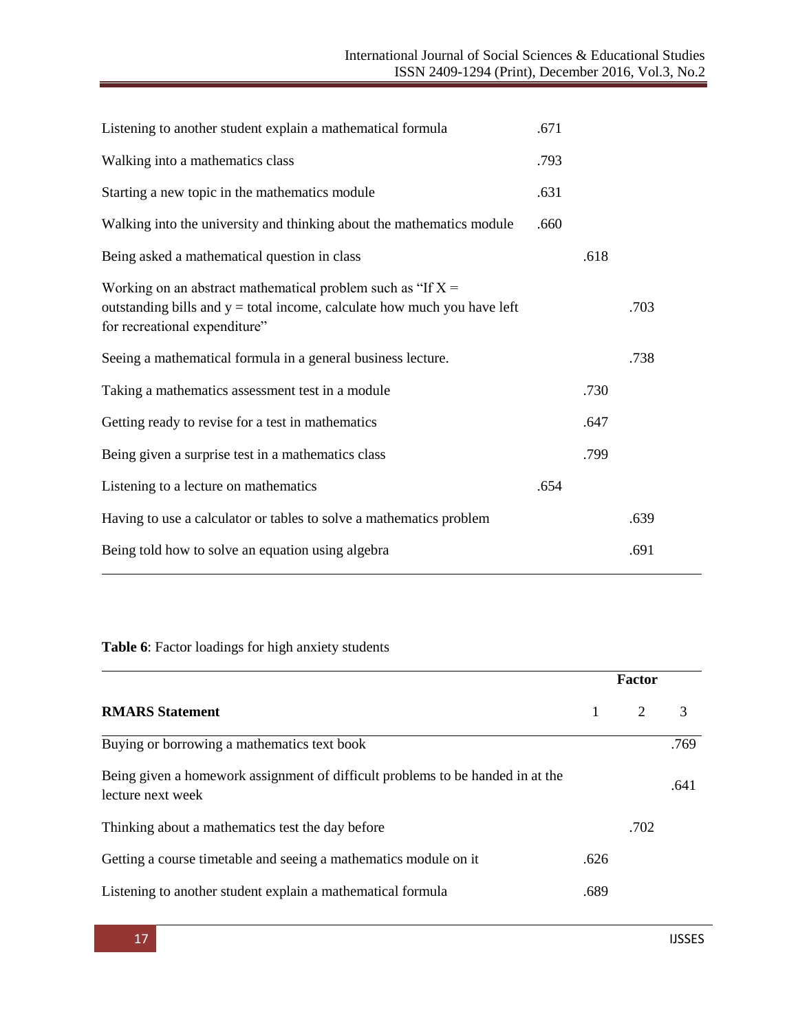| | | | |
|---|---|---|---|
| Listening to another student explain a mathematical formula | .671 | | |
| Walking into a mathematics class | .793 | | |
| Starting a new topic in the mathematics module | .631 | | |
| Walking into the university and thinking about the mathematics module | .660 | | |
| Being asked a mathematical question in class | | .618 | |
| Working on an abstract mathematical problem such as "If X = outstanding bills and y = total income, calculate how much you have left for recreational expenditure" | | | .703 |
| Seeing a mathematical formula in a general business lecture. | | | .738 |
| Taking a mathematics assessment test in a module | | .730 | |
| Getting ready to revise for a test in mathematics | | .647 | |
| Being given a surprise test in a mathematics class | | .799 | |
| Listening to a lecture on mathematics | .654 | | |
| Having to use a calculator or tables to solve a mathematics problem | | | .639 |
| Being told how to solve an equation using algebra | | | .691 |

**Table 6**: Factor loadings for high anxiety students

| | Factor | | |
|---|---|---|---|
| **RMARS Statement** | 1 | 2 | 3 |
| Buying or borrowing a mathematics text book | | | .769 |
| Being given a homework assignment of difficult problems to be handed in at the lecture next week | | | .641 |
| Thinking about a mathematics test the day before | | .702 | |
| Getting a course timetable and seeing a mathematics module on it | .626 | | |
| Listening to another student explain a mathematical formula | .689 | | |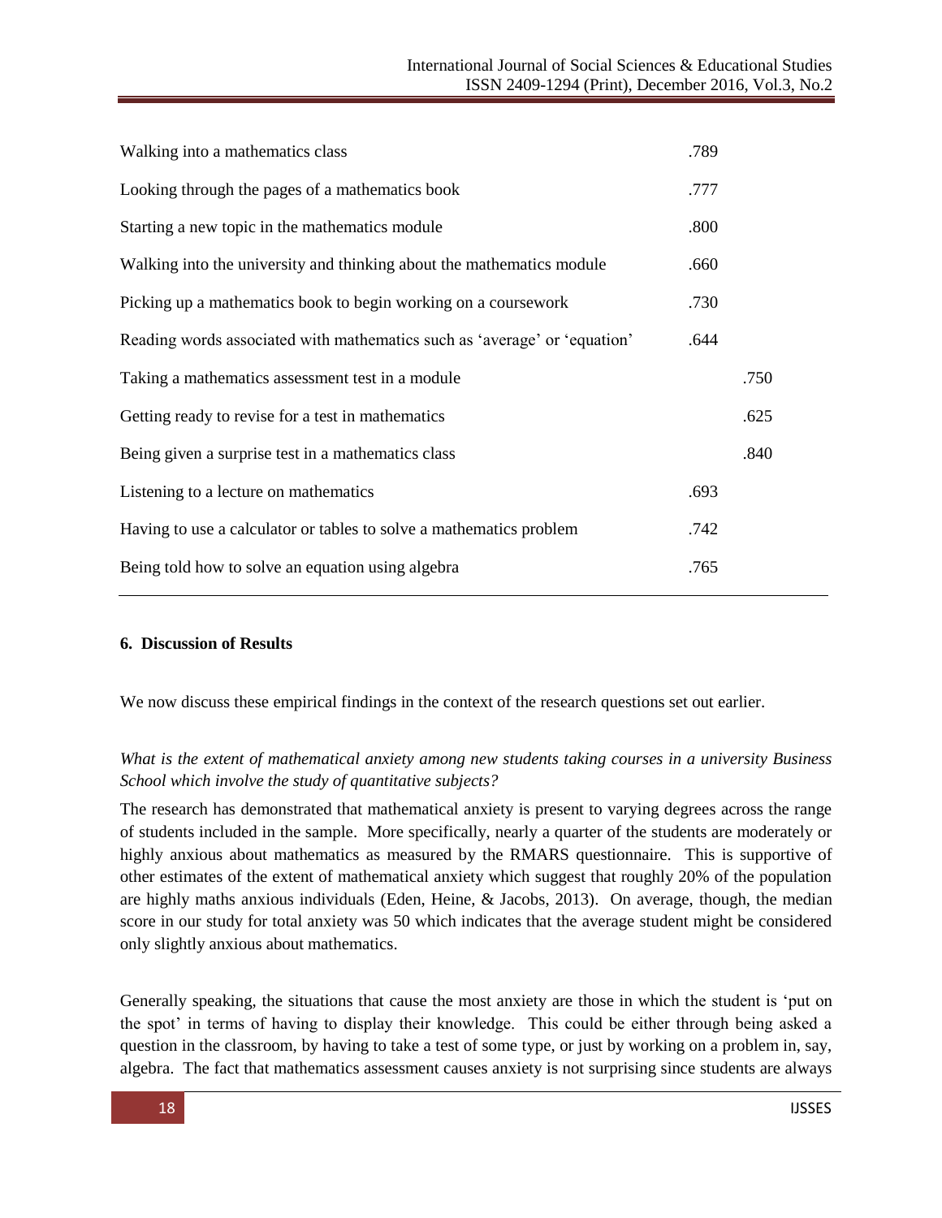| | | |
|---|---|---|
| Walking into a mathematics class | .789 | |
| Looking through the pages of a mathematics book | .777 | |
| Starting a new topic in the mathematics module | .800 | |
| Walking into the university and thinking about the mathematics module | .660 | |
| Picking up a mathematics book to begin working on a coursework | .730 | |
| Reading words associated with mathematics such as 'average' or 'equation' | .644 | |
| Taking a mathematics assessment test in a module | | .750 |
| Getting ready to revise for a test in mathematics | | .625 |
| Being given a surprise test in a mathematics class | | .840 |
| Listening to a lecture on mathematics | .693 | |
| Having to use a calculator or tables to solve a mathematics problem | .742 | |
| Being told how to solve an equation using algebra | .765 | |

## 6. Discussion of Results

We now discuss these empirical findings in the context of the research questions set out earlier.

*What is the extent of mathematical anxiety among new students taking courses in a university Business School which involve the study of quantitative subjects?*

The research has demonstrated that mathematical anxiety is present to varying degrees across the range of students included in the sample. More specifically, nearly a quarter of the students are moderately or highly anxious about mathematics as measured by the RMARS questionnaire. This is supportive of other estimates of the extent of mathematical anxiety which suggest that roughly 20% of the population are highly maths anxious individuals (Eden, Heine, & Jacobs, 2013). On average, though, the median score in our study for total anxiety was 50 which indicates that the average student might be considered only slightly anxious about mathematics.

Generally speaking, the situations that cause the most anxiety are those in which the student is 'put on the spot' in terms of having to display their knowledge. This could be either through being asked a question in the classroom, by having to take a test of some type, or just by working on a problem in, say, algebra. The fact that mathematics assessment causes anxiety is not surprising since students are always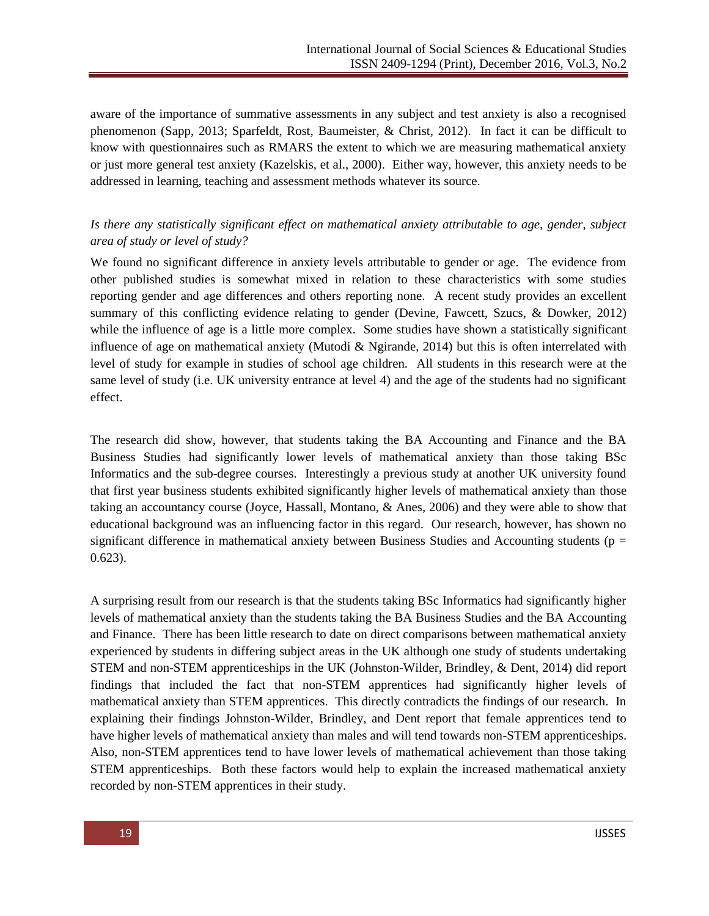aware of the importance of summative assessments in any subject and test anxiety is also a recognised phenomenon (Sapp, 2013; Sparfeldt, Rost, Baumeister, & Christ, 2012). In fact it can be difficult to know with questionnaires such as RMARS the extent to which we are measuring mathematical anxiety or just more general test anxiety (Kazelskis, et al., 2000). Either way, however, this anxiety needs to be addressed in learning, teaching and assessment methods whatever its source.

*Is there any statistically significant effect on mathematical anxiety attributable to age, gender, subject area of study or level of study?*

We found no significant difference in anxiety levels attributable to gender or age. The evidence from other published studies is somewhat mixed in relation to these characteristics with some studies reporting gender and age differences and others reporting none. A recent study provides an excellent summary of this conflicting evidence relating to gender (Devine, Fawcett, Szucs, & Dowker, 2012) while the influence of age is a little more complex. Some studies have shown a statistically significant influence of age on mathematical anxiety (Mutodi & Ngirande, 2014) but this is often interrelated with level of study for example in studies of school age children. All students in this research were at the same level of study (i.e. UK university entrance at level 4) and the age of the students had no significant effect.

The research did show, however, that students taking the BA Accounting and Finance and the BA Business Studies had significantly lower levels of mathematical anxiety than those taking BSc Informatics and the sub-degree courses. Interestingly a previous study at another UK university found that first year business students exhibited significantly higher levels of mathematical anxiety than those taking an accountancy course (Joyce, Hassall, Montano, & Anes, 2006) and they were able to show that educational background was an influencing factor in this regard. Our research, however, has shown no significant difference in mathematical anxiety between Business Studies and Accounting students ($p = 0.623$).

A surprising result from our research is that the students taking BSc Informatics had significantly higher levels of mathematical anxiety than the students taking the BA Business Studies and the BA Accounting and Finance. There has been little research to date on direct comparisons between mathematical anxiety experienced by students in differing subject areas in the UK although one study of students undertaking STEM and non-STEM apprenticeships in the UK (Johnston-Wilder, Brindley, & Dent, 2014) did report findings that included the fact that non-STEM apprentices had significantly higher levels of mathematical anxiety than STEM apprentices. This directly contradicts the findings of our research. In explaining their findings Johnston-Wilder, Brindley, and Dent report that female apprentices tend to have higher levels of mathematical anxiety than males and will tend towards non-STEM apprenticeships. Also, non-STEM apprentices tend to have lower levels of mathematical achievement than those taking STEM apprenticeships. Both these factors would help to explain the increased mathematical anxiety recorded by non-STEM apprentices in their study.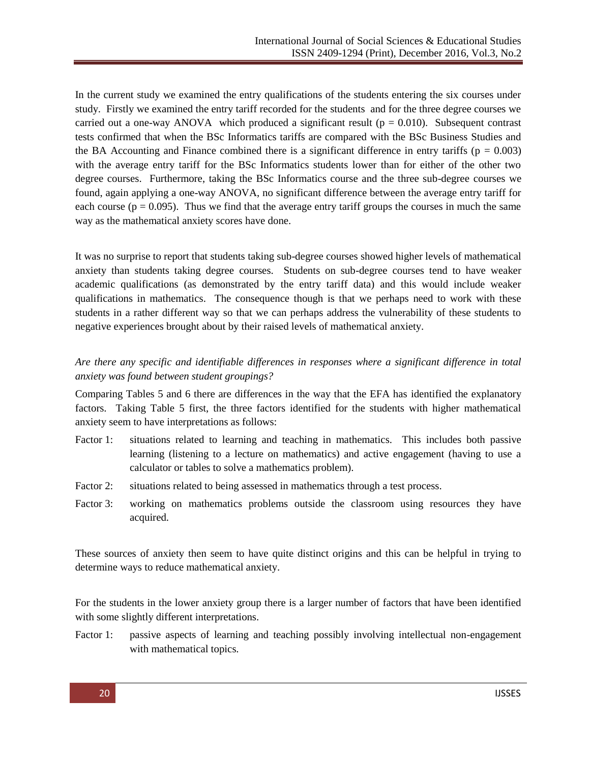In the current study we examined the entry qualifications of the students entering the six courses under study. Firstly we examined the entry tariff recorded for the students and for the three degree courses we carried out a one-way ANOVA which produced a significant result ($p = 0.010$). Subsequent contrast tests confirmed that when the BSc Informatics tariffs are compared with the BSc Business Studies and the BA Accounting and Finance combined there is a significant difference in entry tariffs ($p = 0.003$) with the average entry tariff for the BSc Informatics students lower than for either of the other two degree courses. Furthermore, taking the BSc Informatics course and the three sub-degree courses we found, again applying a one-way ANOVA, no significant difference between the average entry tariff for each course ($p = 0.095$). Thus we find that the average entry tariff groups the courses in much the same way as the mathematical anxiety scores have done.

It was no surprise to report that students taking sub-degree courses showed higher levels of mathematical anxiety than students taking degree courses. Students on sub-degree courses tend to have weaker academic qualifications (as demonstrated by the entry tariff data) and this would include weaker qualifications in mathematics. The consequence though is that we perhaps need to work with these students in a rather different way so that we can perhaps address the vulnerability of these students to negative experiences brought about by their raised levels of mathematical anxiety.

*Are there any specific and identifiable differences in responses where a significant difference in total anxiety was found between student groupings?*

Comparing Tables 5 and 6 there are differences in the way that the EFA has identified the explanatory factors. Taking Table 5 first, the three factors identified for the students with higher mathematical anxiety seem to have interpretations as follows:

Factor 1: situations related to learning and teaching in mathematics. This includes both passive learning (listening to a lecture on mathematics) and active engagement (having to use a calculator or tables to solve a mathematics problem).

Factor 2: situations related to being assessed in mathematics through a test process.

Factor 3: working on mathematics problems outside the classroom using resources they have acquired.

These sources of anxiety then seem to have quite distinct origins and this can be helpful in trying to determine ways to reduce mathematical anxiety.

For the students in the lower anxiety group there is a larger number of factors that have been identified with some slightly different interpretations.

Factor 1: passive aspects of learning and teaching possibly involving intellectual non-engagement with mathematical topics.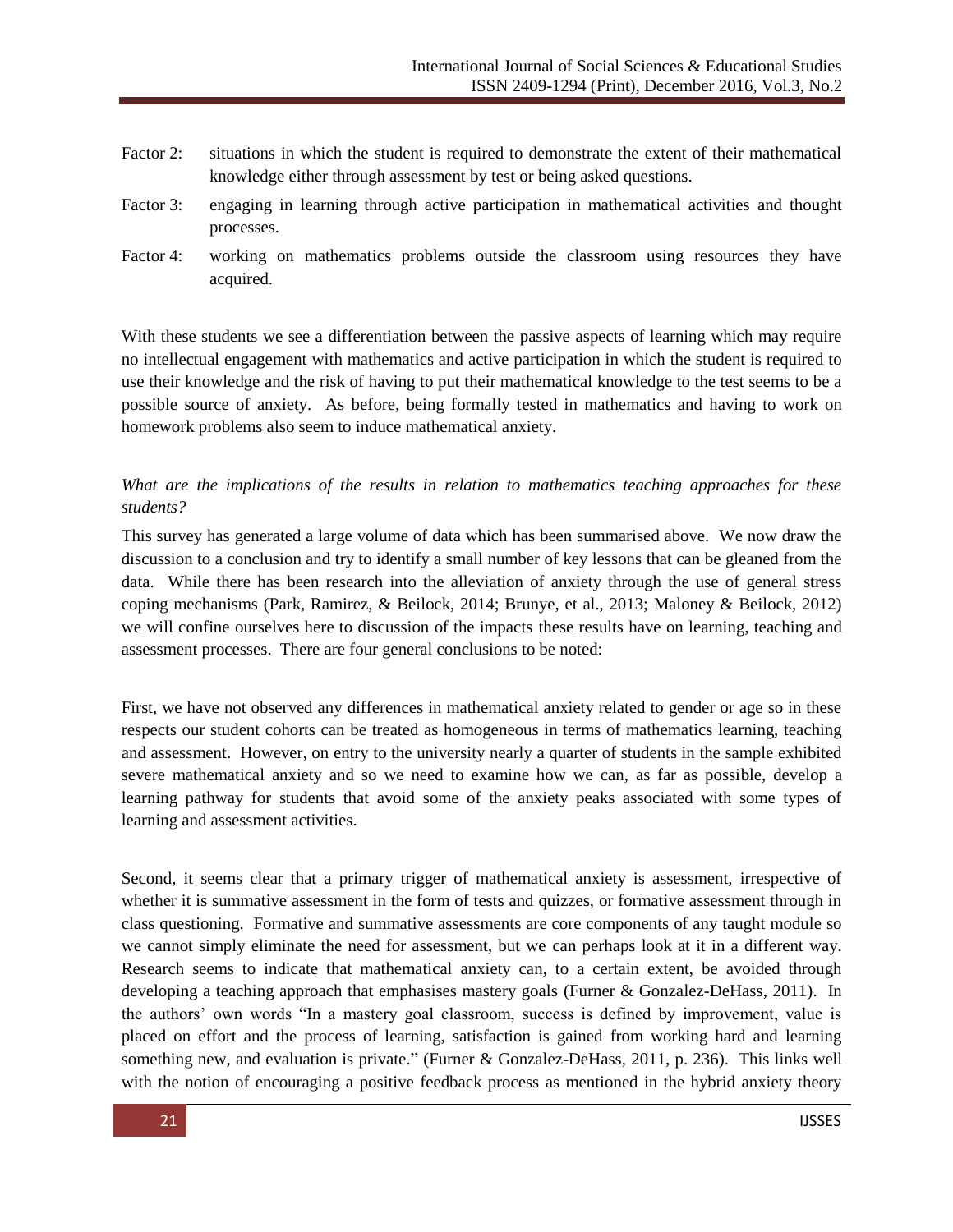Factor 2: situations in which the student is required to demonstrate the extent of their mathematical knowledge either through assessment by test or being asked questions.

Factor 3: engaging in learning through active participation in mathematical activities and thought processes.

Factor 4: working on mathematics problems outside the classroom using resources they have acquired.

With these students we see a differentiation between the passive aspects of learning which may require no intellectual engagement with mathematics and active participation in which the student is required to use their knowledge and the risk of having to put their mathematical knowledge to the test seems to be a possible source of anxiety. As before, being formally tested in mathematics and having to work on homework problems also seem to induce mathematical anxiety.

*What are the implications of the results in relation to mathematics teaching approaches for these students?*

This survey has generated a large volume of data which has been summarised above. We now draw the discussion to a conclusion and try to identify a small number of key lessons that can be gleaned from the data. While there has been research into the alleviation of anxiety through the use of general stress coping mechanisms (Park, Ramirez, & Beilock, 2014; Brunye, et al., 2013; Maloney & Beilock, 2012) we will confine ourselves here to discussion of the impacts these results have on learning, teaching and assessment processes. There are four general conclusions to be noted:

First, we have not observed any differences in mathematical anxiety related to gender or age so in these respects our student cohorts can be treated as homogeneous in terms of mathematics learning, teaching and assessment. However, on entry to the university nearly a quarter of students in the sample exhibited severe mathematical anxiety and so we need to examine how we can, as far as possible, develop a learning pathway for students that avoid some of the anxiety peaks associated with some types of learning and assessment activities.

Second, it seems clear that a primary trigger of mathematical anxiety is assessment, irrespective of whether it is summative assessment in the form of tests and quizzes, or formative assessment through in class questioning. Formative and summative assessments are core components of any taught module so we cannot simply eliminate the need for assessment, but we can perhaps look at it in a different way. Research seems to indicate that mathematical anxiety can, to a certain extent, be avoided through developing a teaching approach that emphasises mastery goals (Furner & Gonzalez-DeHass, 2011). In the authors' own words "In a mastery goal classroom, success is defined by improvement, value is placed on effort and the process of learning, satisfaction is gained from working hard and learning something new, and evaluation is private." (Furner & Gonzalez-DeHass, 2011, p. 236). This links well with the notion of encouraging a positive feedback process as mentioned in the hybrid anxiety theory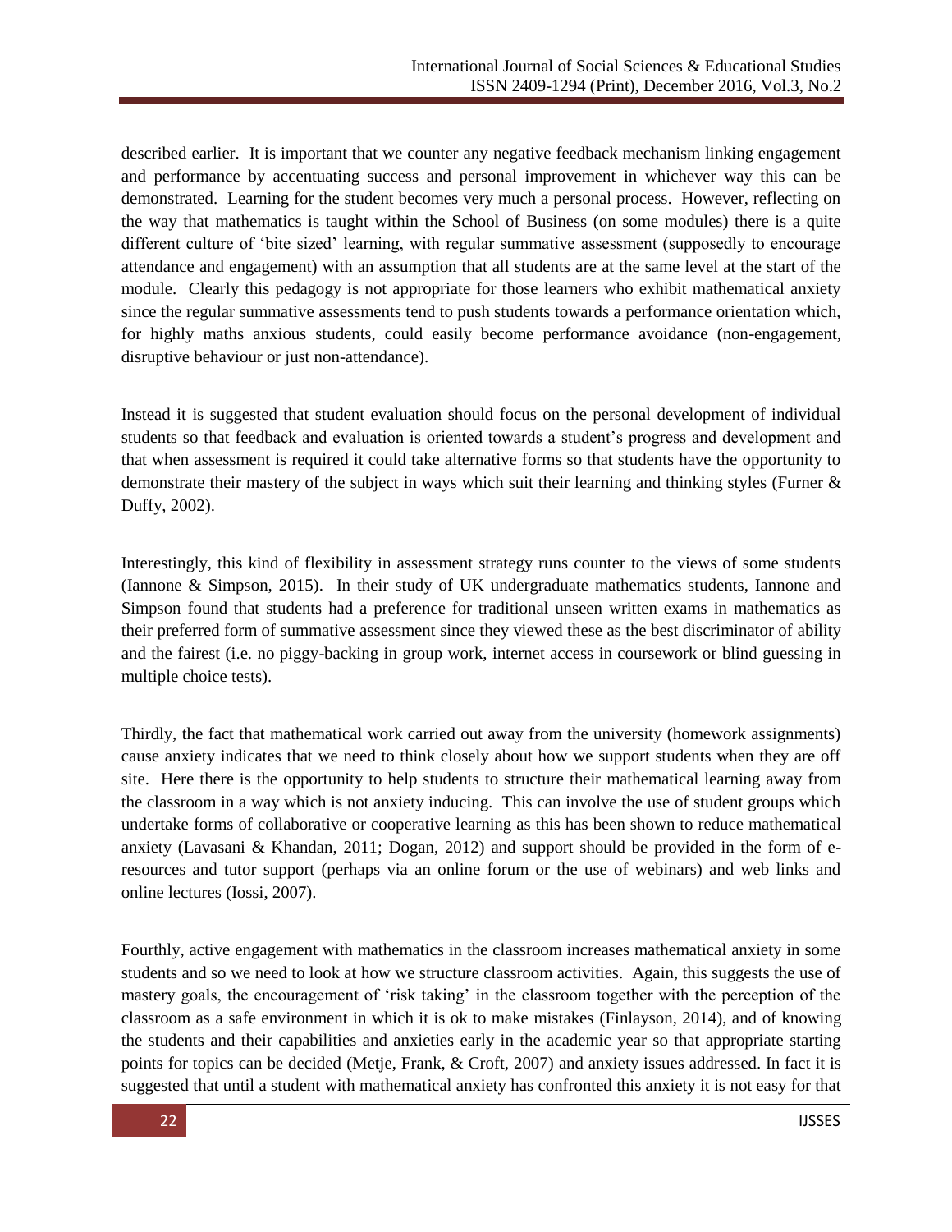described earlier. It is important that we counter any negative feedback mechanism linking engagement and performance by accentuating success and personal improvement in whichever way this can be demonstrated. Learning for the student becomes very much a personal process. However, reflecting on the way that mathematics is taught within the School of Business (on some modules) there is a quite different culture of 'bite sized' learning, with regular summative assessment (supposedly to encourage attendance and engagement) with an assumption that all students are at the same level at the start of the module. Clearly this pedagogy is not appropriate for those learners who exhibit mathematical anxiety since the regular summative assessments tend to push students towards a performance orientation which, for highly maths anxious students, could easily become performance avoidance (non-engagement, disruptive behaviour or just non-attendance).

Instead it is suggested that student evaluation should focus on the personal development of individual students so that feedback and evaluation is oriented towards a student's progress and development and that when assessment is required it could take alternative forms so that students have the opportunity to demonstrate their mastery of the subject in ways which suit their learning and thinking styles (Furner & Duffy, 2002).

Interestingly, this kind of flexibility in assessment strategy runs counter to the views of some students (Iannone & Simpson, 2015). In their study of UK undergraduate mathematics students, Iannone and Simpson found that students had a preference for traditional unseen written exams in mathematics as their preferred form of summative assessment since they viewed these as the best discriminator of ability and the fairest (i.e. no piggy-backing in group work, internet access in coursework or blind guessing in multiple choice tests).

Thirdly, the fact that mathematical work carried out away from the university (homework assignments) cause anxiety indicates that we need to think closely about how we support students when they are off site. Here there is the opportunity to help students to structure their mathematical learning away from the classroom in a way which is not anxiety inducing. This can involve the use of student groups which undertake forms of collaborative or cooperative learning as this has been shown to reduce mathematical anxiety (Lavasani & Khandan, 2011; Dogan, 2012) and support should be provided in the form of e-resources and tutor support (perhaps via an online forum or the use of webinars) and web links and online lectures (Iossi, 2007).

Fourthly, active engagement with mathematics in the classroom increases mathematical anxiety in some students and so we need to look at how we structure classroom activities. Again, this suggests the use of mastery goals, the encouragement of 'risk taking' in the classroom together with the perception of the classroom as a safe environment in which it is ok to make mistakes (Finlayson, 2014), and of knowing the students and their capabilities and anxieties early in the academic year so that appropriate starting points for topics can be decided (Metje, Frank, & Croft, 2007) and anxiety issues addressed. In fact it is suggested that until a student with mathematical anxiety has confronted this anxiety it is not easy for that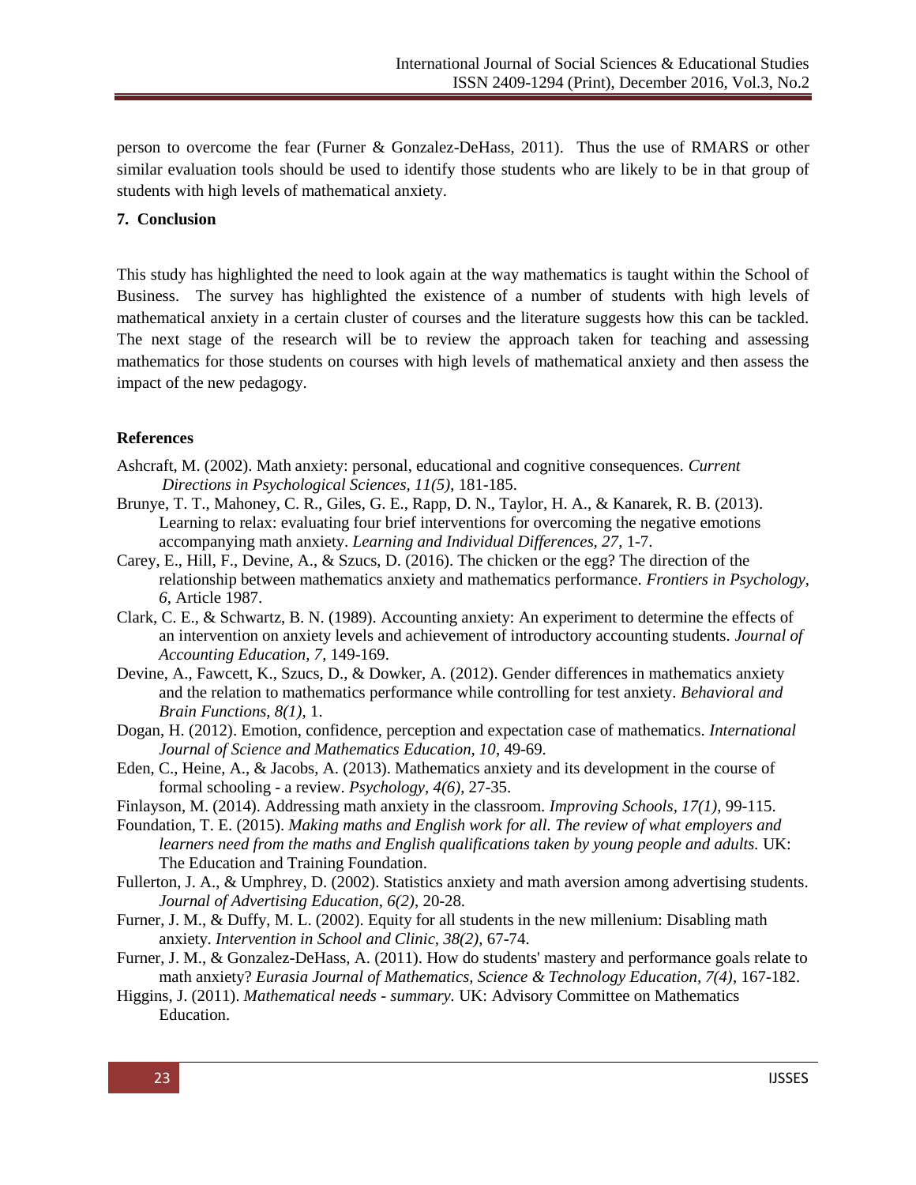person to overcome the fear (Furner & Gonzalez-DeHass, 2011). Thus the use of RMARS or other similar evaluation tools should be used to identify those students who are likely to be in that group of students with high levels of mathematical anxiety.

## 7. Conclusion

This study has highlighted the need to look again at the way mathematics is taught within the School of Business. The survey has highlighted the existence of a number of students with high levels of mathematical anxiety in a certain cluster of courses and the literature suggests how this can be tackled. The next stage of the research will be to review the approach taken for teaching and assessing mathematics for those students on courses with high levels of mathematical anxiety and then assess the impact of the new pedagogy.

## References

Ashcraft, M. (2002). Math anxiety: personal, educational and cognitive consequences. *Current Directions in Psychological Sciences, 11(5)*, 181-185.

Brunye, T. T., Mahoney, C. R., Giles, G. E., Rapp, D. N., Taylor, H. A., & Kanarek, R. B. (2013). Learning to relax: evaluating four brief interventions for overcoming the negative emotions accompanying math anxiety. *Learning and Individual Differences, 27*, 1-7.

Carey, E., Hill, F., Devine, A., & Szucs, D. (2016). The chicken or the egg? The direction of the relationship between mathematics anxiety and mathematics performance. *Frontiers in Psychology, 6*, Article 1987.

Clark, C. E., & Schwartz, B. N. (1989). Accounting anxiety: An experiment to determine the effects of an intervention on anxiety levels and achievement of introductory accounting students. *Journal of Accounting Education, 7*, 149-169.

Devine, A., Fawcett, K., Szucs, D., & Dowker, A. (2012). Gender differences in mathematics anxiety and the relation to mathematics performance while controlling for test anxiety. *Behavioral and Brain Functions, 8(1)*, 1.

Dogan, H. (2012). Emotion, confidence, perception and expectation case of mathematics. *International Journal of Science and Mathematics Education, 10*, 49-69.

Eden, C., Heine, A., & Jacobs, A. (2013). Mathematics anxiety and its development in the course of formal schooling - a review. *Psychology, 4(6)*, 27-35.

Finlayson, M. (2014). Addressing math anxiety in the classroom. *Improving Schools, 17(1)*, 99-115.

Foundation, T. E. (2015). *Making maths and English work for all. The review of what employers and learners need from the maths and English qualifications taken by young people and adults.* UK: The Education and Training Foundation.

Fullerton, J. A., & Umphrey, D. (2002). Statistics anxiety and math aversion among advertising students. *Journal of Advertising Education, 6(2)*, 20-28.

Furner, J. M., & Duffy, M. L. (2002). Equity for all students in the new millenium: Disabling math anxiety. *Intervention in School and Clinic, 38(2)*, 67-74.

Furner, J. M., & Gonzalez-DeHass, A. (2011). How do students' mastery and performance goals relate to math anxiety? *Eurasia Journal of Mathematics, Science & Technology Education, 7(4)*, 167-182.

Higgins, J. (2011). *Mathematical needs - summary.* UK: Advisory Committee on Mathematics Education.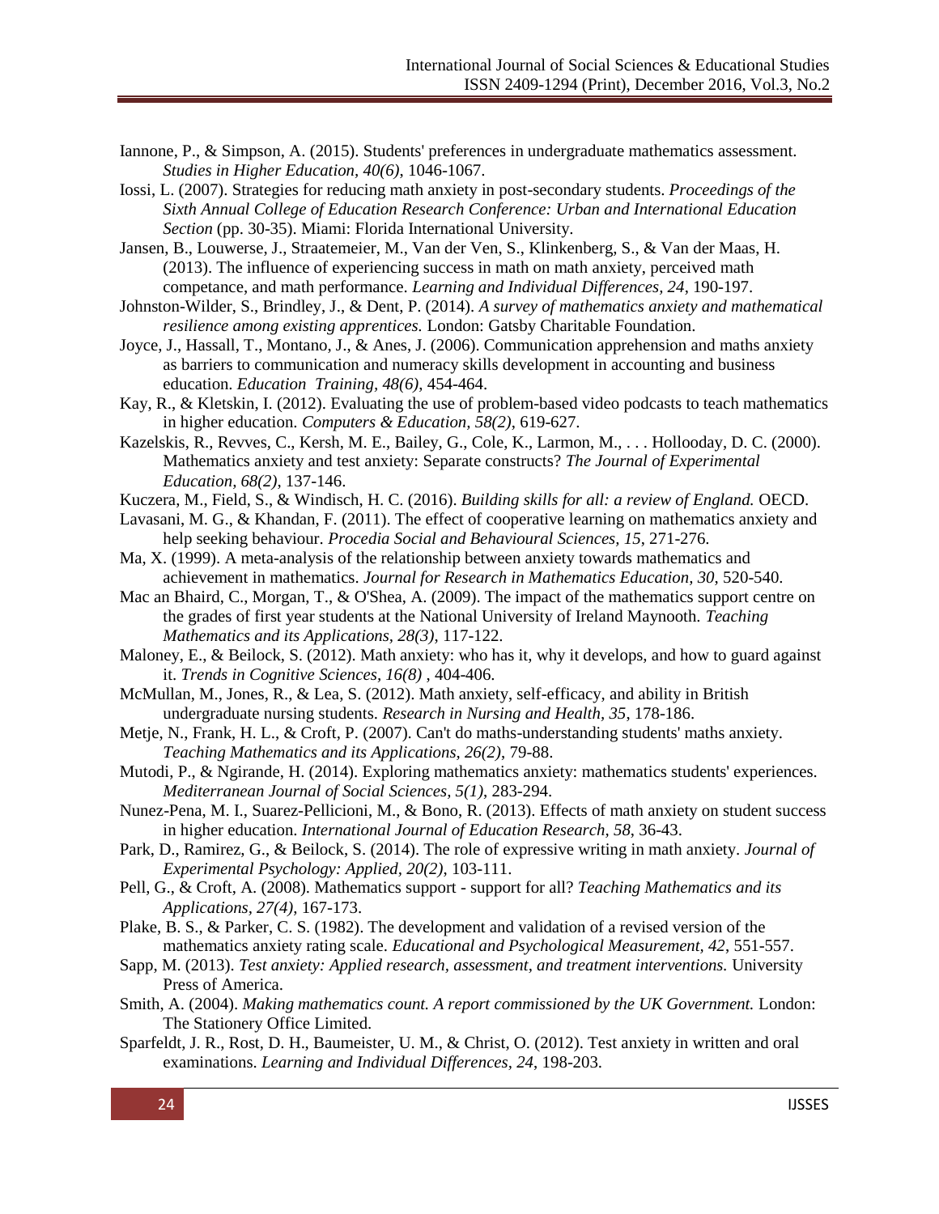Iannone, P., & Simpson, A. (2015). Students' preferences in undergraduate mathematics assessment. *Studies in Higher Education, 40(6)*, 1046-1067.

Iossi, L. (2007). Strategies for reducing math anxiety in post-secondary students. *Proceedings of the Sixth Annual College of Education Research Conference: Urban and International Education Section* (pp. 30-35). Miami: Florida International University.

Jansen, B., Louwerse, J., Straatemeier, M., Van der Ven, S., Klinkenberg, S., & Van der Maas, H. (2013). The influence of experiencing success in math on math anxiety, perceived math competance, and math performance. *Learning and Individual Differences, 24*, 190-197.

Johnston-Wilder, S., Brindley, J., & Dent, P. (2014). *A survey of mathematics anxiety and mathematical resilience among existing apprentices.* London: Gatsby Charitable Foundation.

Joyce, J., Hassall, T., Montano, J., & Anes, J. (2006). Communication apprehension and maths anxiety as barriers to communication and numeracy skills development in accounting and business education. *Education Training, 48(6)*, 454-464.

Kay, R., & Kletskin, I. (2012). Evaluating the use of problem-based video podcasts to teach mathematics in higher education. *Computers & Education, 58(2)*, 619-627.

Kazelskis, R., Revves, C., Kersh, M. E., Bailey, G., Cole, K., Larmon, M., . . . Hollooday, D. C. (2000). Mathematics anxiety and test anxiety: Separate constructs? *The Journal of Experimental Education, 68(2)*, 137-146.

Kuczera, M., Field, S., & Windisch, H. C. (2016). *Building skills for all: a review of England.* OECD.

Lavasani, M. G., & Khandan, F. (2011). The effect of cooperative learning on mathematics anxiety and help seeking behaviour. *Procedia Social and Behavioural Sciences, 15*, 271-276.

Ma, X. (1999). A meta-analysis of the relationship between anxiety towards mathematics and achievement in mathematics. *Journal for Research in Mathematics Education, 30*, 520-540.

Mac an Bhaird, C., Morgan, T., & O'Shea, A. (2009). The impact of the mathematics support centre on the grades of first year students at the National University of Ireland Maynooth. *Teaching Mathematics and its Applications, 28(3)*, 117-122.

Maloney, E., & Beilock, S. (2012). Math anxiety: who has it, why it develops, and how to guard against it. *Trends in Cognitive Sciences, 16(8)* , 404-406.

McMullan, M., Jones, R., & Lea, S. (2012). Math anxiety, self-efficacy, and ability in British undergraduate nursing students. *Research in Nursing and Health, 35*, 178-186.

Metje, N., Frank, H. L., & Croft, P. (2007). Can't do maths-understanding students' maths anxiety. *Teaching Mathematics and its Applications, 26(2)*, 79-88.

Mutodi, P., & Ngirande, H. (2014). Exploring mathematics anxiety: mathematics students' experiences. *Mediterranean Journal of Social Sciences, 5(1)*, 283-294.

Nunez-Pena, M. I., Suarez-Pellicioni, M., & Bono, R. (2013). Effects of math anxiety on student success in higher education. *International Journal of Education Research, 58*, 36-43.

Park, D., Ramirez, G., & Beilock, S. (2014). The role of expressive writing in math anxiety. *Journal of Experimental Psychology: Applied, 20(2)*, 103-111.

Pell, G., & Croft, A. (2008). Mathematics support - support for all? *Teaching Mathematics and its Applications, 27(4)*, 167-173.

Plake, B. S., & Parker, C. S. (1982). The development and validation of a revised version of the mathematics anxiety rating scale. *Educational and Psychological Measurement, 42*, 551-557.

Sapp, M. (2013). *Test anxiety: Applied research, assessment, and treatment interventions.* University Press of America.

Smith, A. (2004). *Making mathematics count. A report commissioned by the UK Government.* London: The Stationery Office Limited.

Sparfeldt, J. R., Rost, D. H., Baumeister, U. M., & Christ, O. (2012). Test anxiety in written and oral examinations. *Learning and Individual Differences, 24*, 198-203.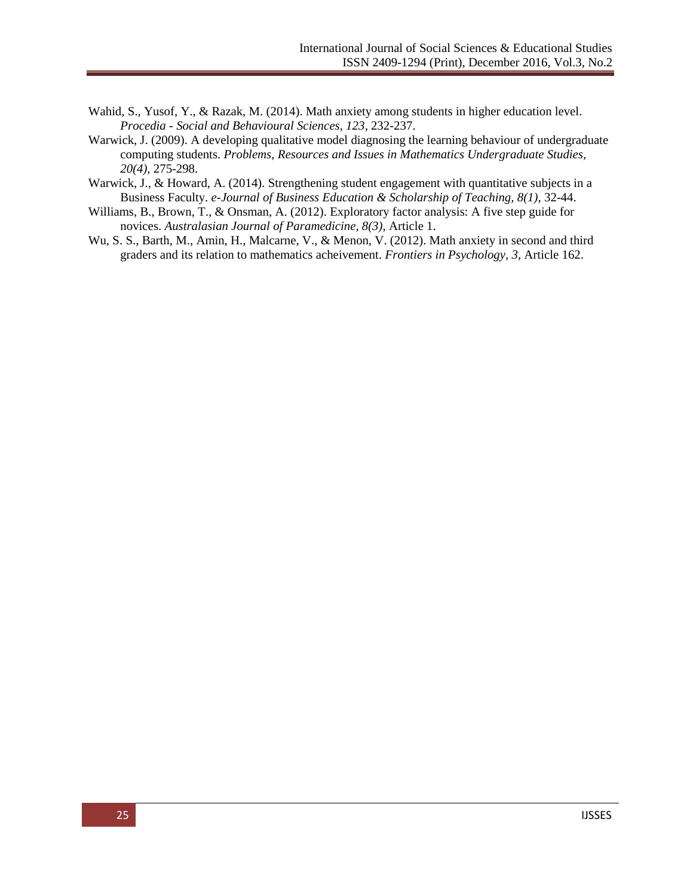Wahid, S., Yusof, Y., & Razak, M. (2014). Math anxiety among students in higher education level. *Procedia - Social and Behavioural Sciences, 123*, 232-237.

Warwick, J. (2009). A developing qualitative model diagnosing the learning behaviour of undergraduate computing students. *Problems, Resources and Issues in Mathematics Undergraduate Studies, 20(4)*, 275-298.

Warwick, J., & Howard, A. (2014). Strengthening student engagement with quantitative subjects in a Business Faculty. *e-Journal of Business Education & Scholarship of Teaching, 8(1)*, 32-44.

Williams, B., Brown, T., & Onsman, A. (2012). Exploratory factor analysis: A five step guide for novices. *Australasian Journal of Paramedicine, 8(3)*, Article 1.

Wu, S. S., Barth, M., Amin, H., Malcarne, V., & Menon, V. (2012). Math anxiety in second and third graders and its relation to mathematics acheivement. *Frontiers in Psychology, 3*, Article 162.